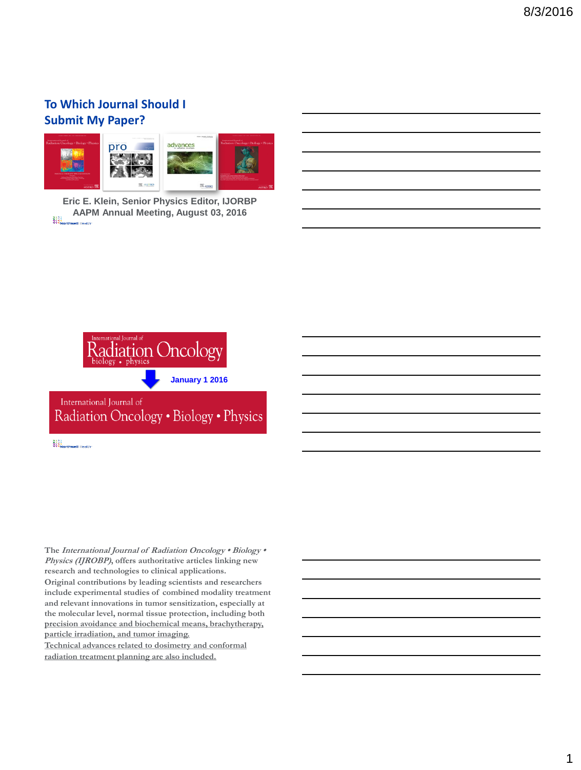## To Which Journal Should I Submit My Paper?

Eric E. Klein, Senior Physics Editor, IJORBP
AAPM Annual Meeting, August 03, 2016

International Journal of Radiation Oncology biology • physics

January 1 2016

International Journal of Radiation Oncology • Biology • Physics

The *International Journal of Radiation Oncology • Biology • Physics (IJROBP)*, offers authoritative articles linking new research and technologies to clinical applications.
Original contributions by leading scientists and researchers include experimental studies of combined modality treatment and relevant innovations in tumor sensitization, especially at the molecular level, normal tissue protection, including both precision avoidance and biochemical means, brachytherapy, particle irradiation, and tumor imaging.
Technical advances related to dosimetry and conformal radiation treatment planning are also included.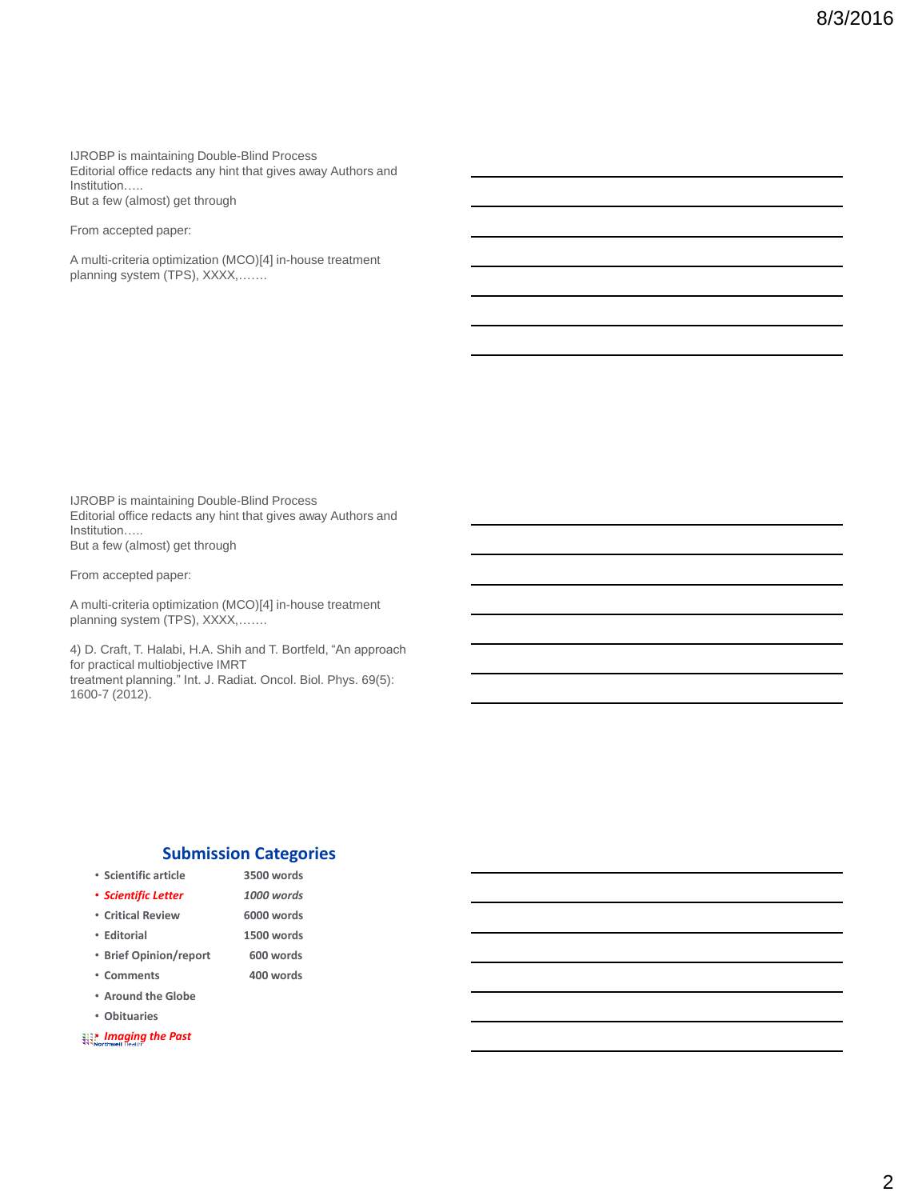IJROBP is maintaining Double-Blind Process
Editorial office redacts any hint that gives away Authors and Institution…..
But a few (almost) get through

From accepted paper:

A multi-criteria optimization (MCO)[4] in-house treatment planning system (TPS), XXXX,…….

IJROBP is maintaining Double-Blind Process
Editorial office redacts any hint that gives away Authors and Institution…..
But a few (almost) get through

From accepted paper:

A multi-criteria optimization (MCO)[4] in-house treatment planning system (TPS), XXXX,…….

4) D. Craft, T. Halabi, H.A. Shih and T. Bortfeld, "An approach for practical multiobjective IMRT treatment planning." Int. J. Radiat. Oncol. Biol. Phys. 69(5): 1600-7 (2012).

## Submission Categories

- **Scientific article** — **3500 words**
- ***Scientific Letter*** — ***1000 words***
- **Critical Review** — **6000 words**
- **Editorial** — **1500 words**
- **Brief Opinion/report** — **600 words**
- **Comments** — **400 words**
- **Around the Globe**
- **Obituaries**
- ***Imaging the Past***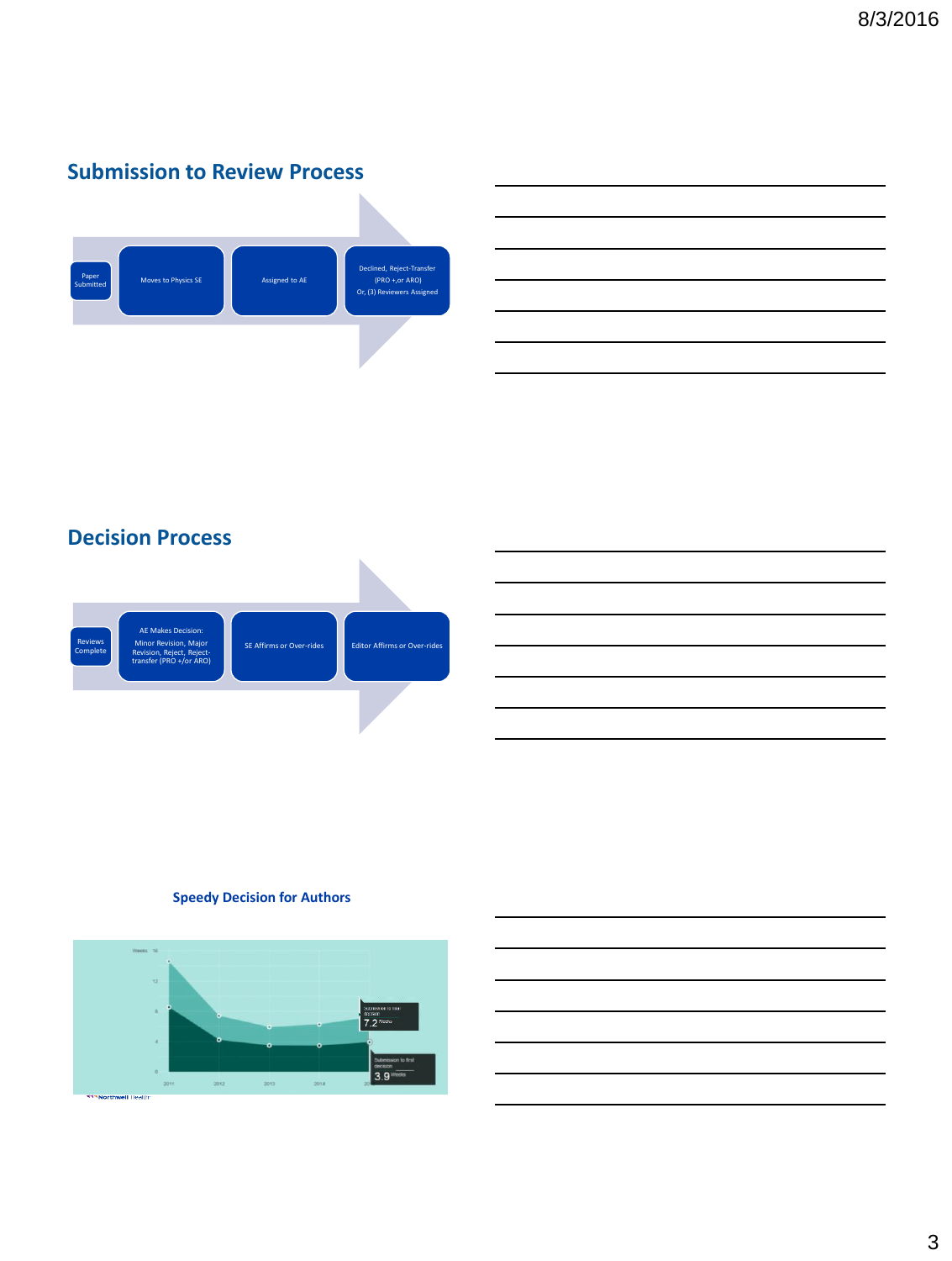## Submission to Review Process

Paper Submitted → Moves to Physics SE → Assigned to AE → Declined, Reject-Transfer (PRO +,or ARO) Or, (3) Reviewers Assigned

## Decision Process

Reviews Complete → AE Makes Decision: Minor Revision, Major Revision, Reject, Reject-transfer (PRO +/or ARO) → SE Affirms or Over-rides → Editor Affirms or Over-rides

## Speedy Decision for Authors

Submission to final decision: 7.2 Weeks

Submission to first decision: 3.9 Weeks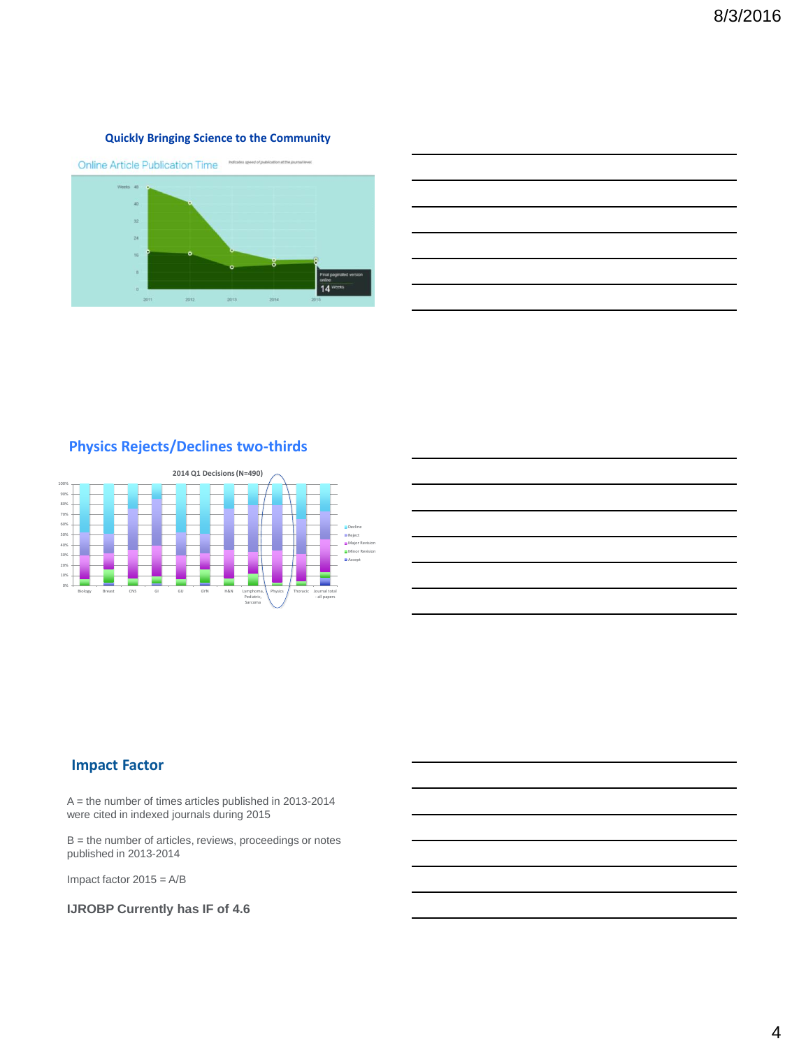## Quickly Bringing Science to the Community

Online Article Publication Time

## Physics Rejects/Declines two-thirds

2014 Q1 Decisions (N=490)

## Impact Factor

A = the number of times articles published in 2013-2014 were cited in indexed journals during 2015

B = the number of articles, reviews, proceedings or notes published in 2013-2014

Impact factor 2015 = A/B

**IJROBP Currently has IF of 4.6**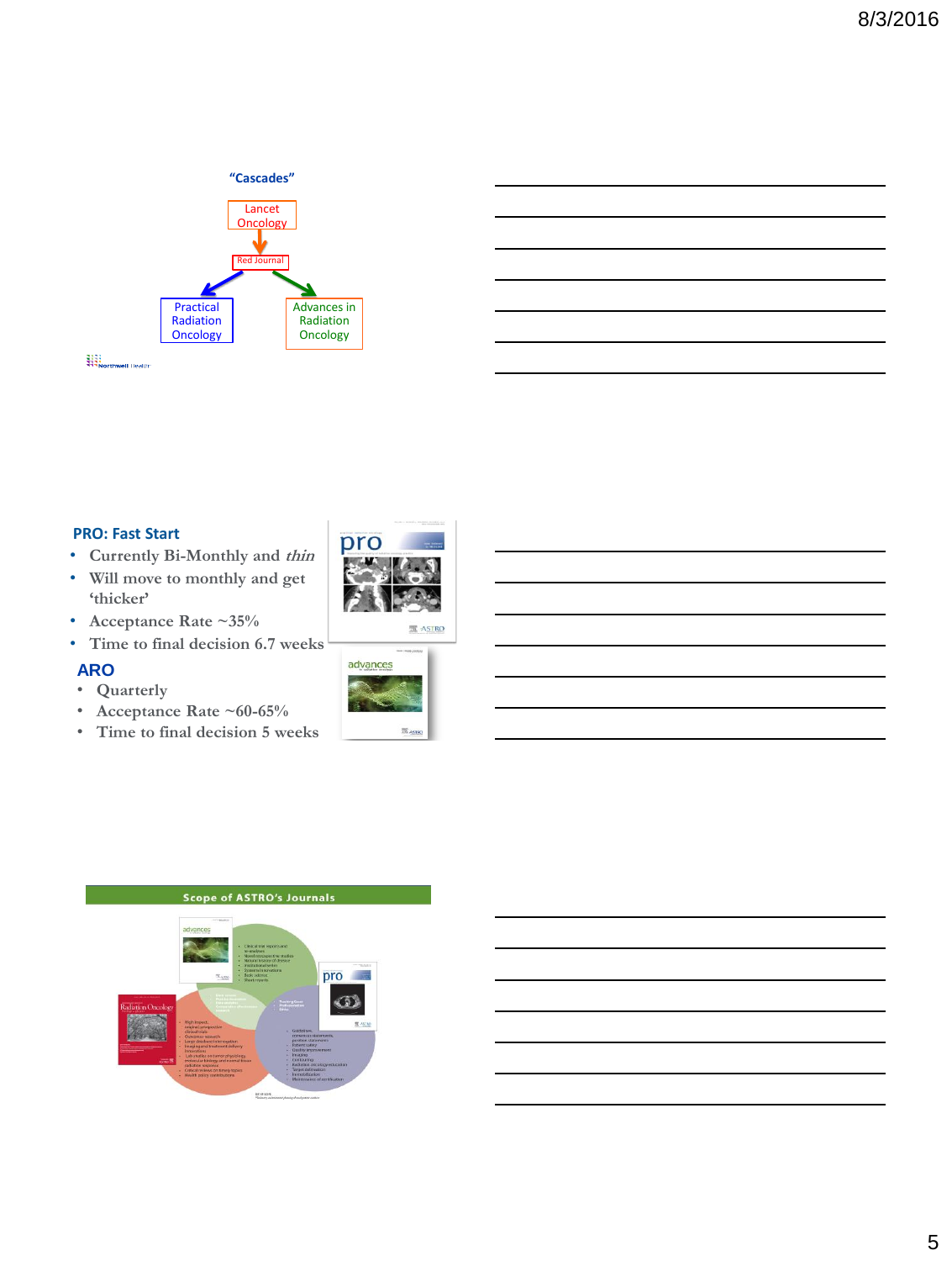## "Cascades"

Lancet Oncology

Red Journal

Practical Radiation Oncology

Advances in Radiation Oncology

## PRO: Fast Start

- Currently Bi-Monthly and *thin*
- Will move to monthly and get 'thicker'
- Acceptance Rate ~35%
- Time to final decision 6.7 weeks

## ARO

- Quarterly
- Acceptance Rate ~60-65%
- Time to final decision 5 weeks

## Scope of ASTRO's Journals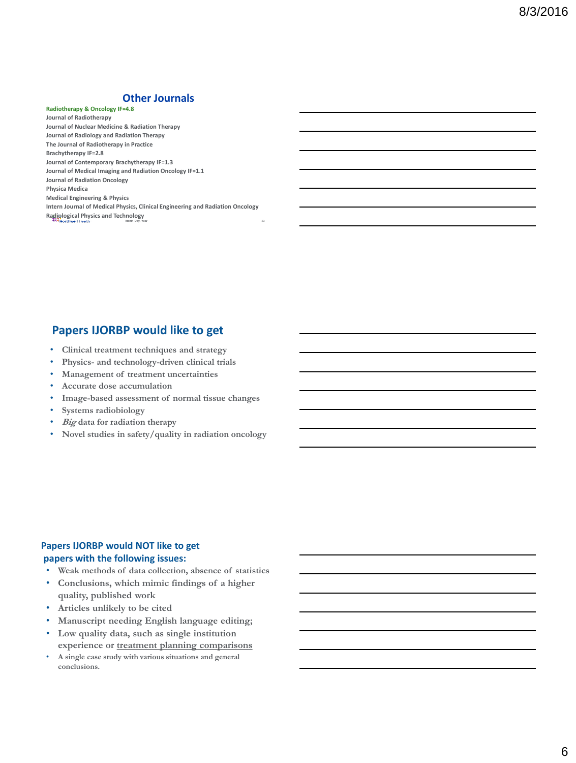## Other Journals

Radiotherapy & Oncology IF=4.8
Journal of Radiotherapy
Journal of Nuclear Medicine & Radiation Therapy
Journal of Radiology and Radiation Therapy
The Journal of Radiotherapy in Practice
Brachytherapy IF=2.8
Journal of Contemporary Brachytherapy IF=1.3
Journal of Medical Imaging and Radiation Oncology IF=1.1
Journal of Radiation Oncology
Physica Medica
Medical Engineering & Physics
Intern Journal of Medical Physics, Clinical Engineering and Radiation Oncology
Radiological Physics and Technology

## Papers IJORBP would like to get

- Clinical treatment techniques and strategy
- Physics- and technology-driven clinical trials
- Management of treatment uncertainties
- Accurate dose accumulation
- Image-based assessment of normal tissue changes
- Systems radiobiology
- *Big* data for radiation therapy
- Novel studies in safety/quality in radiation oncology

## Papers IJORBP would NOT like to get papers with the following issues:

- Weak methods of data collection, absence of statistics
- Conclusions, which mimic findings of a higher quality, published work
- Articles unlikely to be cited
- Manuscript needing English language editing;
- Low quality data, such as single institution experience or treatment planning comparisons
- A single case study with various situations and general conclusions.